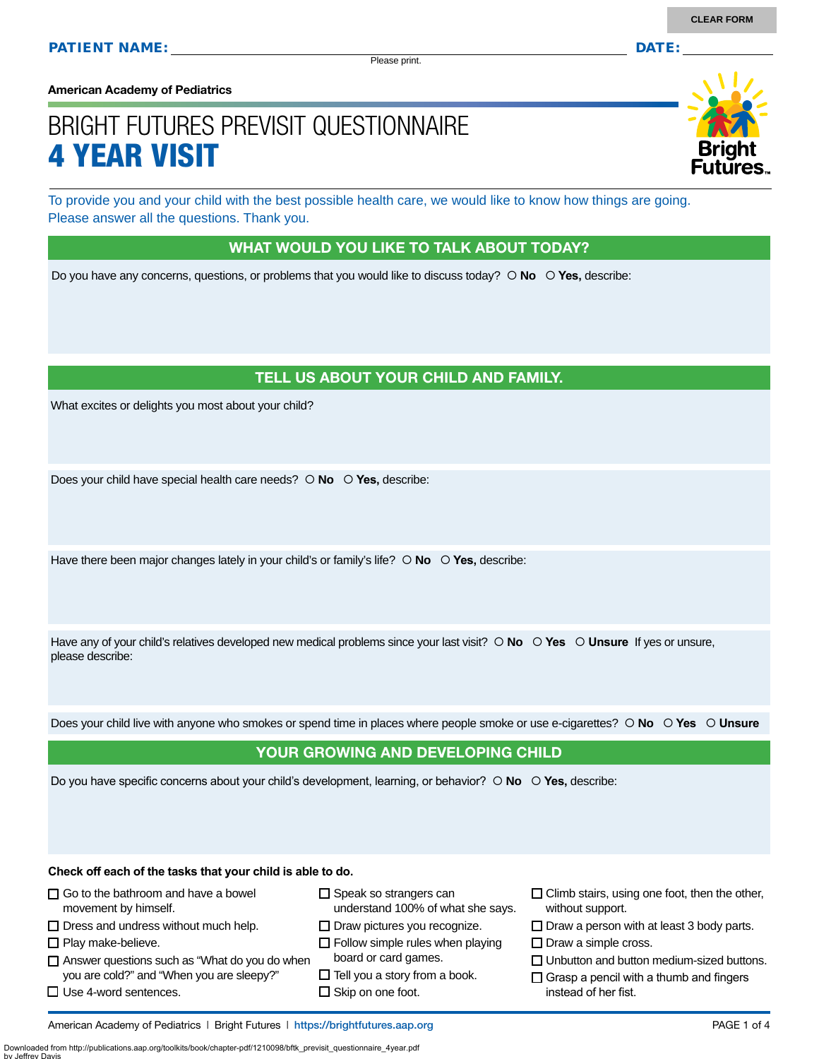CLEAR FORM

**PATIENT NAME:** ______________________________ **DATE:** __________

Please print.

**American Academy of Pediatrics**

# BRIGHT FUTURES PREVISIT QUESTIONNAIRE
# 4 YEAR VISIT

To provide you and your child with the best possible health care, we would like to know how things are going. Please answer all the questions. Thank you.

## WHAT WOULD YOU LIKE TO TALK ABOUT TODAY?

Do you have any concerns, questions, or problems that you would like to discuss today? ○ **No** ○ **Yes,** describe:

## TELL US ABOUT YOUR CHILD AND FAMILY.

What excites or delights you most about your child?

Does your child have special health care needs? ○ **No** ○ **Yes,** describe:

Have there been major changes lately in your child's or family's life? ○ **No** ○ **Yes,** describe:

Have any of your child's relatives developed new medical problems since your last visit? ○ **No** ○ **Yes** ○ **Unsure** If yes or unsure, please describe:

Does your child live with anyone who smokes or spend time in places where people smoke or use e-cigarettes? ○ **No** ○ **Yes** ○ **Unsure**

## YOUR GROWING AND DEVELOPING CHILD

Do you have specific concerns about your child's development, learning, or behavior? ○ **No** ○ **Yes,** describe:

**Check off each of the tasks that your child is able to do.**

- ☐ Go to the bathroom and have a bowel movement by himself.
- ☐ Dress and undress without much help.
- ☐ Play make-believe.
- ☐ Answer questions such as "What do you do when you are cold?" and "When you are sleepy?"
- ☐ Use 4-word sentences.
- ☐ Speak so strangers can understand 100% of what she says.
- ☐ Draw pictures you recognize.
- ☐ Follow simple rules when playing board or card games.
- ☐ Tell you a story from a book.
- ☐ Skip on one foot.
- ☐ Climb stairs, using one foot, then the other, without support.
- ☐ Draw a person with at least 3 body parts.
- ☐ Draw a simple cross.
- ☐ Unbutton and button medium-sized buttons.
- ☐ Grasp a pencil with a thumb and fingers instead of her fist.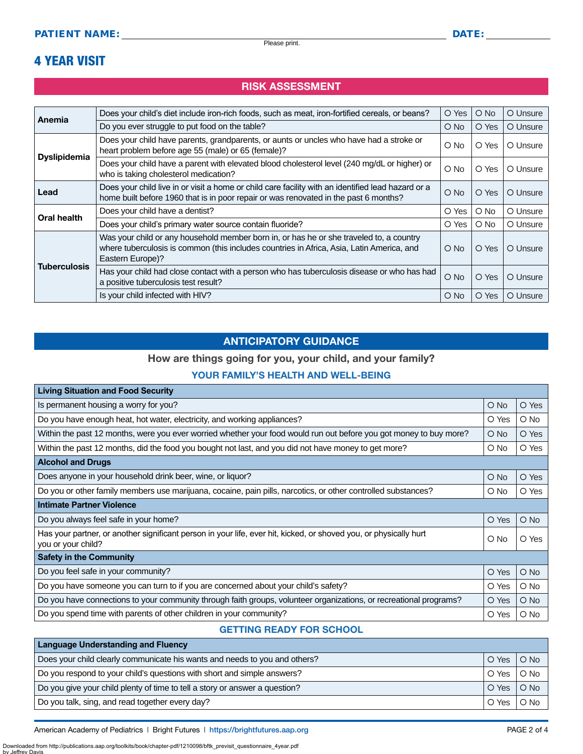**PATIENT NAME:** ______________________ **DATE:** __________

Please print.

# 4 YEAR VISIT

## RISK ASSESSMENT

| | | | | |
|---|---|---|---|---|
| **Anemia** | Does your child's diet include iron-rich foods, such as meat, iron-fortified cereals, or beans? | O Yes | O No | O Unsure |
| | Do you ever struggle to put food on the table? | O No | O Yes | O Unsure |
| **Dyslipidemia** | Does your child have parents, grandparents, or aunts or uncles who have had a stroke or heart problem before age 55 (male) or 65 (female)? | O No | O Yes | O Unsure |
| | Does your child have a parent with elevated blood cholesterol level (240 mg/dL or higher) or who is taking cholesterol medication? | O No | O Yes | O Unsure |
| **Lead** | Does your child live in or visit a home or child care facility with an identified lead hazard or a home built before 1960 that is in poor repair or was renovated in the past 6 months? | O No | O Yes | O Unsure |
| **Oral health** | Does your child have a dentist? | O Yes | O No | O Unsure |
| | Does your child's primary water source contain fluoride? | O Yes | O No | O Unsure |
| **Tuberculosis** | Was your child or any household member born in, or has he or she traveled to, a country where tuberculosis is common (this includes countries in Africa, Asia, Latin America, and Eastern Europe)? | O No | O Yes | O Unsure |
| | Has your child had close contact with a person who has tuberculosis disease or who has had a positive tuberculosis test result? | O No | O Yes | O Unsure |
| | Is your child infected with HIV? | O No | O Yes | O Unsure |

## ANTICIPATORY GUIDANCE

**How are things going for you, your child, and your family?**

### YOUR FAMILY'S HEALTH AND WELL-BEING

| **Living Situation and Food Security** | | |
|---|---|---|
| Is permanent housing a worry for you? | O No | O Yes |
| Do you have enough heat, hot water, electricity, and working appliances? | O Yes | O No |
| Within the past 12 months, were you ever worried whether your food would run out before you got money to buy more? | O No | O Yes |
| Within the past 12 months, did the food you bought not last, and you did not have money to get more? | O No | O Yes |
| **Alcohol and Drugs** | | |
| Does anyone in your household drink beer, wine, or liquor? | O No | O Yes |
| Do you or other family members use marijuana, cocaine, pain pills, narcotics, or other controlled substances? | O No | O Yes |
| **Intimate Partner Violence** | | |
| Do you always feel safe in your home? | O Yes | O No |
| Has your partner, or another significant person in your life, ever hit, kicked, or shoved you, or physically hurt you or your child? | O No | O Yes |
| **Safety in the Community** | | |
| Do you feel safe in your community? | O Yes | O No |
| Do you have someone you can turn to if you are concerned about your child's safety? | O Yes | O No |
| Do you have connections to your community through faith groups, volunteer organizations, or recreational programs? | O Yes | O No |
| Do you spend time with parents of other children in your community? | O Yes | O No |

### GETTING READY FOR SCHOOL

| **Language Understanding and Fluency** | | |
|---|---|---|
| Does your child clearly communicate his wants and needs to you and others? | O Yes | O No |
| Do you respond to your child's questions with short and simple answers? | O Yes | O No |
| Do you give your child plenty of time to tell a story or answer a question? | O Yes | O No |
| Do you talk, sing, and read together every day? | O Yes | O No |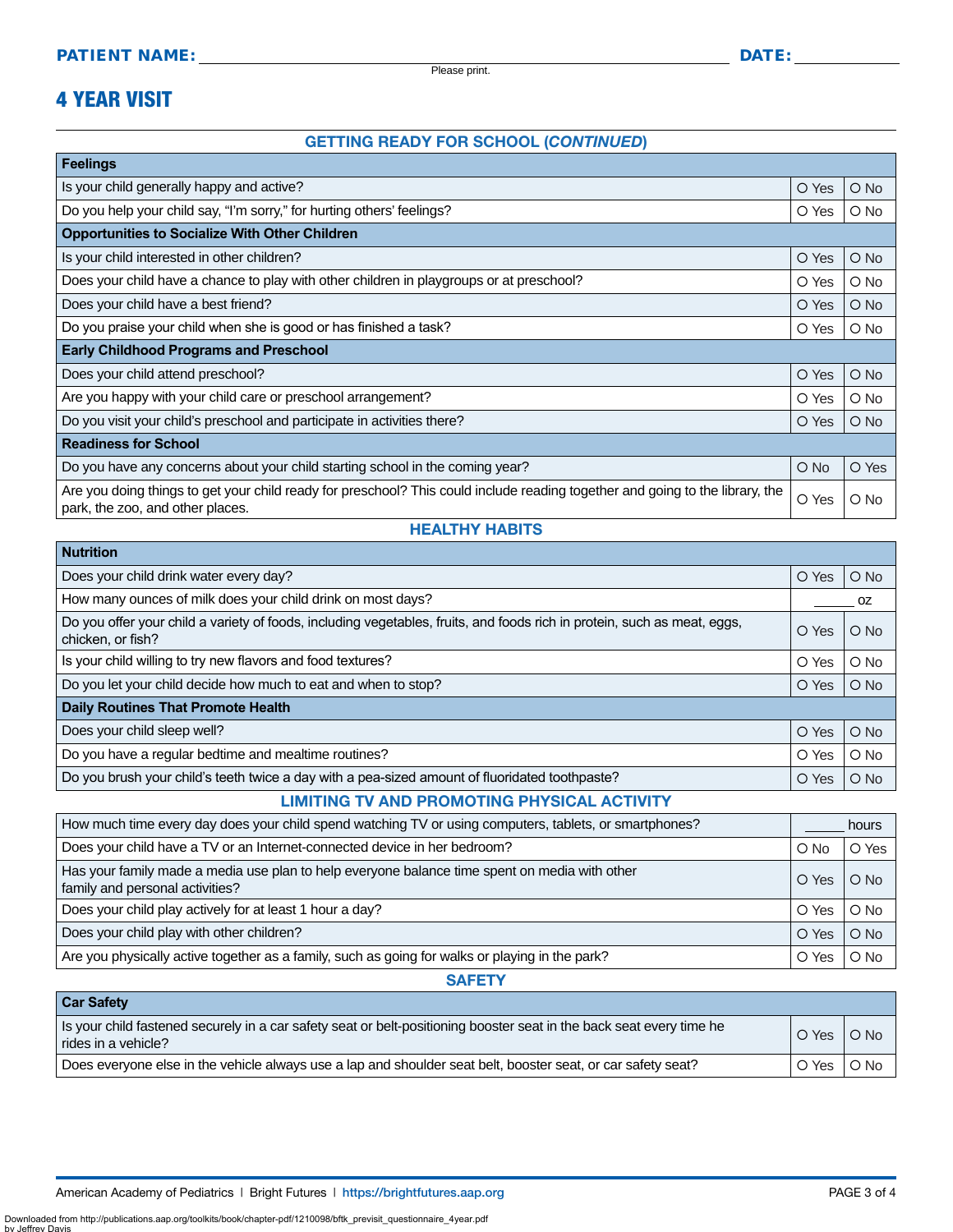**PATIENT NAME:** ______________________________ **DATE:** __________

Please print.

# 4 YEAR VISIT

## GETTING READY FOR SCHOOL (*CONTINUED*)

| Feelings | | |
|---|---|---|
| Is your child generally happy and active? | O Yes | O No |
| Do you help your child say, "I'm sorry," for hurting others' feelings? | O Yes | O No |
| **Opportunities to Socialize With Other Children** | | |
| Is your child interested in other children? | O Yes | O No |
| Does your child have a chance to play with other children in playgroups or at preschool? | O Yes | O No |
| Does your child have a best friend? | O Yes | O No |
| Do you praise your child when she is good or has finished a task? | O Yes | O No |
| **Early Childhood Programs and Preschool** | | |
| Does your child attend preschool? | O Yes | O No |
| Are you happy with your child care or preschool arrangement? | O Yes | O No |
| Do you visit your child's preschool and participate in activities there? | O Yes | O No |
| **Readiness for School** | | |
| Do you have any concerns about your child starting school in the coming year? | O No | O Yes |
| Are you doing things to get your child ready for preschool? This could include reading together and going to the library, the park, the zoo, and other places. | O Yes | O No |

## HEALTHY HABITS

| Nutrition | | |
|---|---|---|
| Does your child drink water every day? | O Yes | O No |
| How many ounces of milk does your child drink on most days? | _____ oz | |
| Do you offer your child a variety of foods, including vegetables, fruits, and foods rich in protein, such as meat, eggs, chicken, or fish? | O Yes | O No |
| Is your child willing to try new flavors and food textures? | O Yes | O No |
| Do you let your child decide how much to eat and when to stop? | O Yes | O No |
| **Daily Routines That Promote Health** | | |
| Does your child sleep well? | O Yes | O No |
| Do you have a regular bedtime and mealtime routines? | O Yes | O No |
| Do you brush your child's teeth twice a day with a pea-sized amount of fluoridated toothpaste? | O Yes | O No |

## LIMITING TV AND PROMOTING PHYSICAL ACTIVITY

| Question | | |
|---|---|---|
| How much time every day does your child spend watching TV or using computers, tablets, or smartphones? | _____ hours | |
| Does your child have a TV or an Internet-connected device in her bedroom? | O No | O Yes |
| Has your family made a media use plan to help everyone balance time spent on media with other family and personal activities? | O Yes | O No |
| Does your child play actively for at least 1 hour a day? | O Yes | O No |
| Does your child play with other children? | O Yes | O No |
| Are you physically active together as a family, such as going for walks or playing in the park? | O Yes | O No |

## SAFETY

| Car Safety | | |
|---|---|---|
| Is your child fastened securely in a car safety seat or belt-positioning booster seat in the back seat every time he rides in a vehicle? | O Yes | O No |
| Does everyone else in the vehicle always use a lap and shoulder seat belt, booster seat, or car safety seat? | O Yes | O No |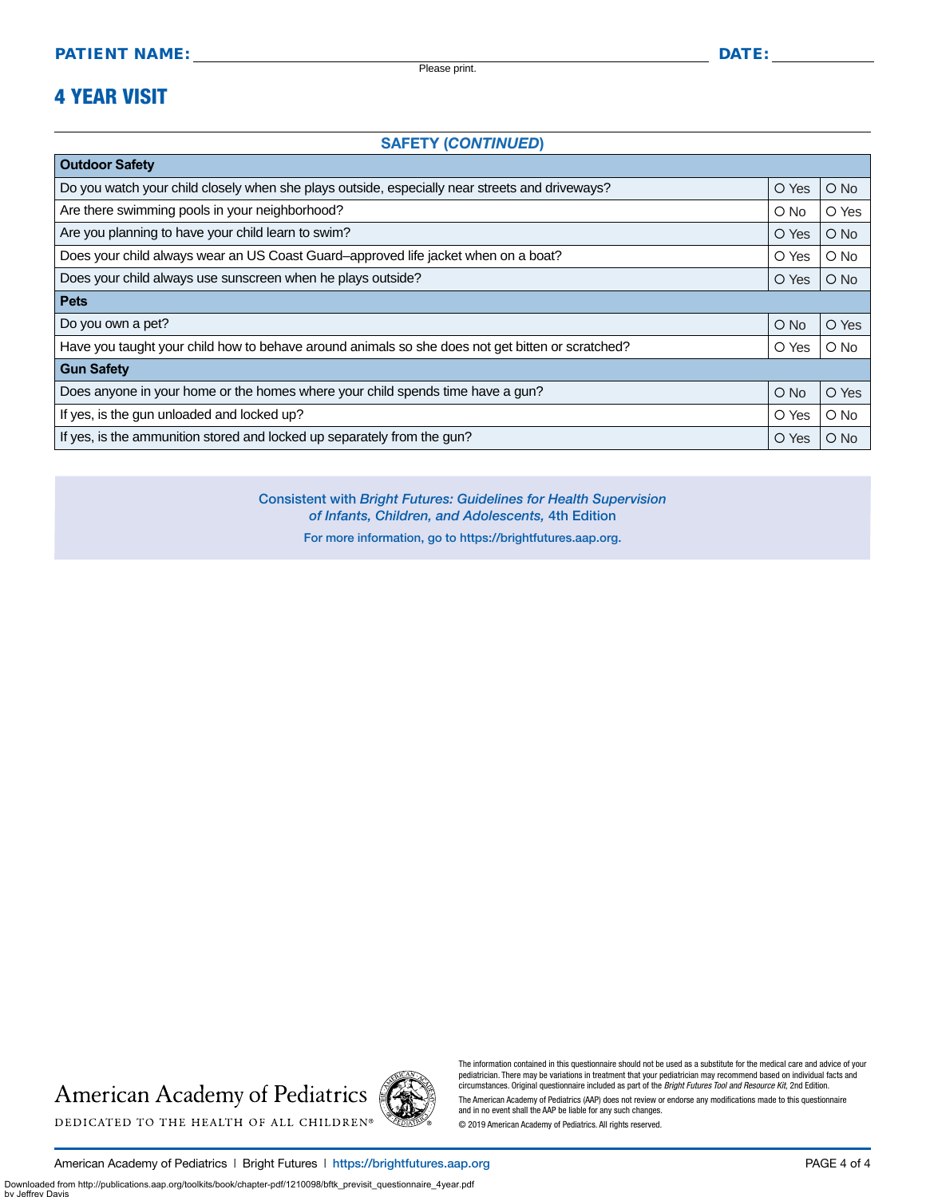**PATIENT NAME:** ______________________ **DATE:** __________

Please print.

# 4 YEAR VISIT

## SAFETY (*CONTINUED*)

| Outdoor Safety | | |
|---|---|---|
| Do you watch your child closely when she plays outside, especially near streets and driveways? | O Yes | O No |
| Are there swimming pools in your neighborhood? | O No | O Yes |
| Are you planning to have your child learn to swim? | O Yes | O No |
| Does your child always wear an US Coast Guard–approved life jacket when on a boat? | O Yes | O No |
| Does your child always use sunscreen when he plays outside? | O Yes | O No |
| **Pets** | | |
| Do you own a pet? | O No | O Yes |
| Have you taught your child how to behave around animals so she does not get bitten or scratched? | O Yes | O No |
| **Gun Safety** | | |
| Does anyone in your home or the homes where your child spends time have a gun? | O No | O Yes |
| If yes, is the gun unloaded and locked up? | O Yes | O No |
| If yes, is the ammunition stored and locked up separately from the gun? | O Yes | O No |

Consistent with *Bright Futures: Guidelines for Health Supervision of Infants, Children, and Adolescents,* 4th Edition

For more information, go to https://brightfutures.aap.org.

American Academy of Pediatrics

DEDICATED TO THE HEALTH OF ALL CHILDREN®

The information contained in this questionnaire should not be used as a substitute for the medical care and advice of your pediatrician. There may be variations in treatment that your pediatrician may recommend based on individual facts and circumstances. Original questionnaire included as part of the *Bright Futures Tool and Resource Kit,* 2nd Edition.

The American Academy of Pediatrics (AAP) does not review or endorse any modifications made to this questionnaire and in no event shall the AAP be liable for any such changes.

© 2019 American Academy of Pediatrics. All rights reserved.